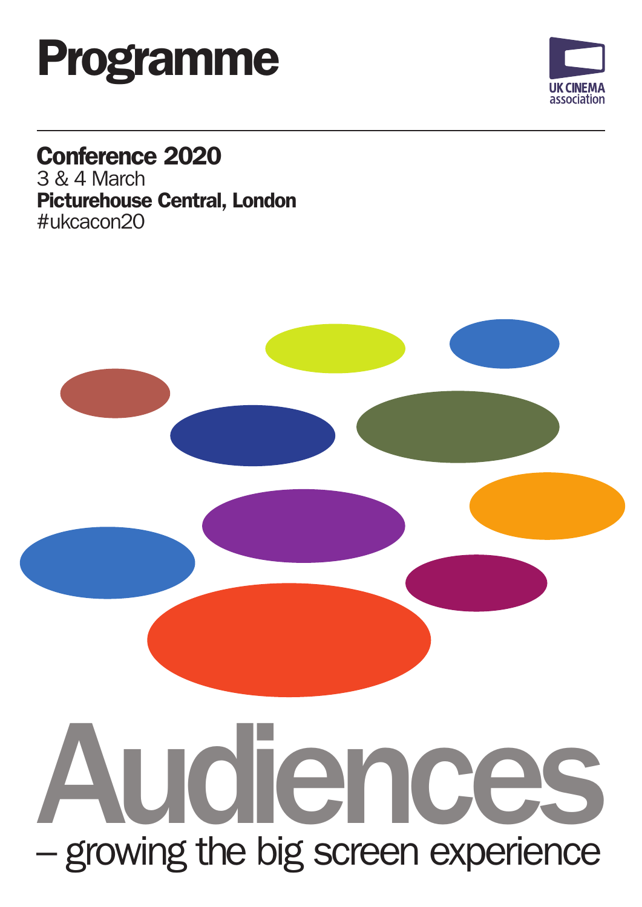# Programme

UK CINEMA association

## Conference 2020

3 & 4 March

**Picturehouse Central, London**

#ukcacon20

# Audiences

– growing the big screen experience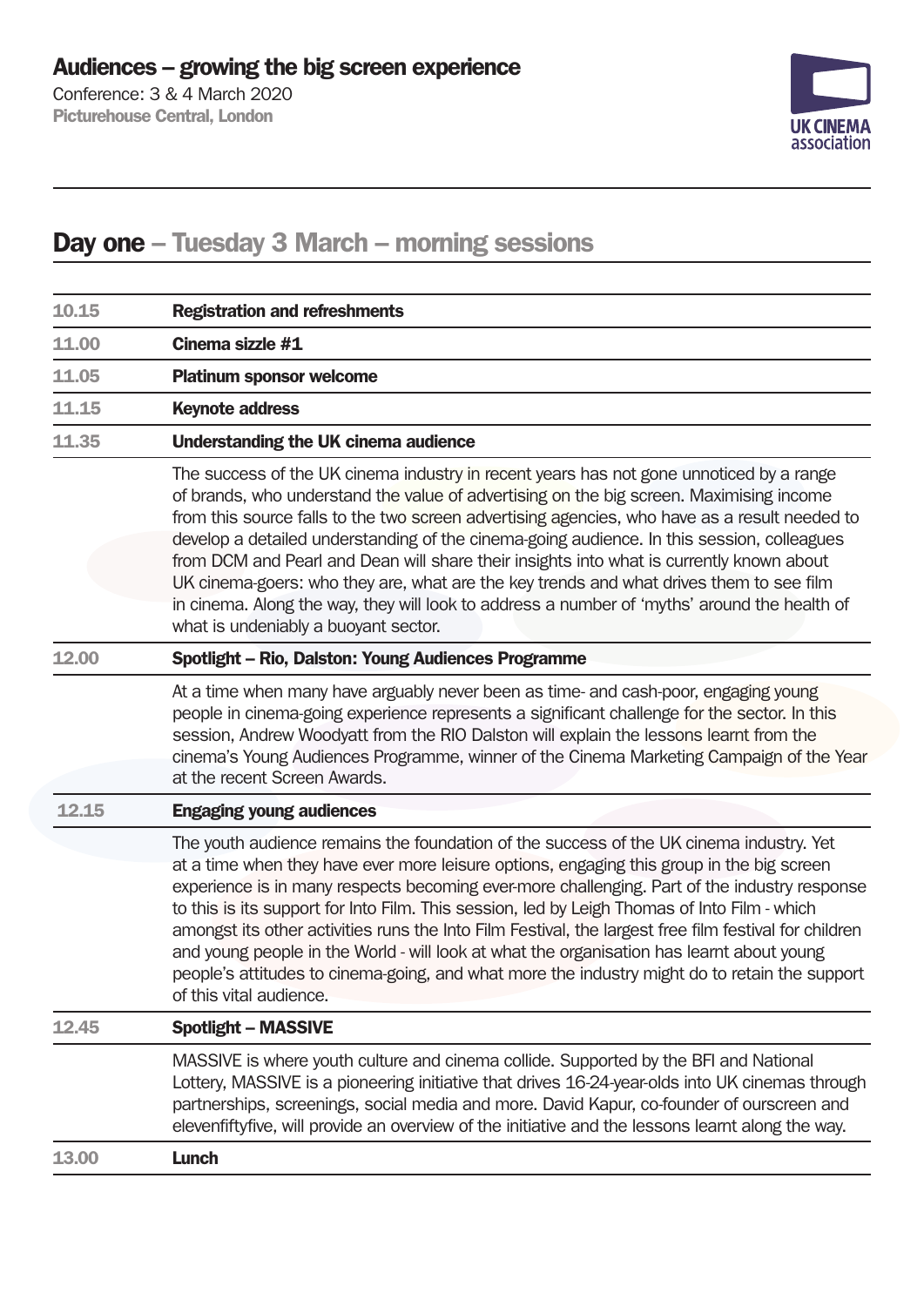# Audiences – growing the big screen experience

Conference: 3 & 4 March 2020

**Picturehouse Central, London**

UK CINEMA association

## Day one – Tuesday 3 March – morning sessions

**10.15** **Registration and refreshments**

**11.00** **Cinema sizzle #1**

**11.05** **Platinum sponsor welcome**

**11.15** **Keynote address**

**11.35** **Understanding the UK cinema audience**

The success of the UK cinema industry in recent years has not gone unnoticed by a range of brands, who understand the value of advertising on the big screen. Maximising income from this source falls to the two screen advertising agencies, who have as a result needed to develop a detailed understanding of the cinema-going audience. In this session, colleagues from DCM and Pearl and Dean will share their insights into what is currently known about UK cinema-goers: who they are, what are the key trends and what drives them to see film in cinema. Along the way, they will look to address a number of 'myths' around the health of what is undeniably a buoyant sector.

**12.00** **Spotlight – Rio, Dalston: Young Audiences Programme**

At a time when many have arguably never been as time- and cash-poor, engaging young people in cinema-going experience represents a significant challenge for the sector. In this session, Andrew Woodyatt from the RIO Dalston will explain the lessons learnt from the cinema's Young Audiences Programme, winner of the Cinema Marketing Campaign of the Year at the recent Screen Awards.

**12.15** **Engaging young audiences**

The youth audience remains the foundation of the success of the UK cinema industry. Yet at a time when they have ever more leisure options, engaging this group in the big screen experience is in many respects becoming ever-more challenging. Part of the industry response to this is its support for Into Film. This session, led by Leigh Thomas of Into Film - which amongst its other activities runs the Into Film Festival, the largest free film festival for children and young people in the World - will look at what the organisation has learnt about young people's attitudes to cinema-going, and what more the industry might do to retain the support of this vital audience.

**12.45** **Spotlight – MASSIVE**

MASSIVE is where youth culture and cinema collide. Supported by the BFI and National Lottery, MASSIVE is a pioneering initiative that drives 16-24-year-olds into UK cinemas through partnerships, screenings, social media and more. David Kapur, co-founder of ourscreen and elevenfiftyfive, will provide an overview of the initiative and the lessons learnt along the way.

**13.00** **Lunch**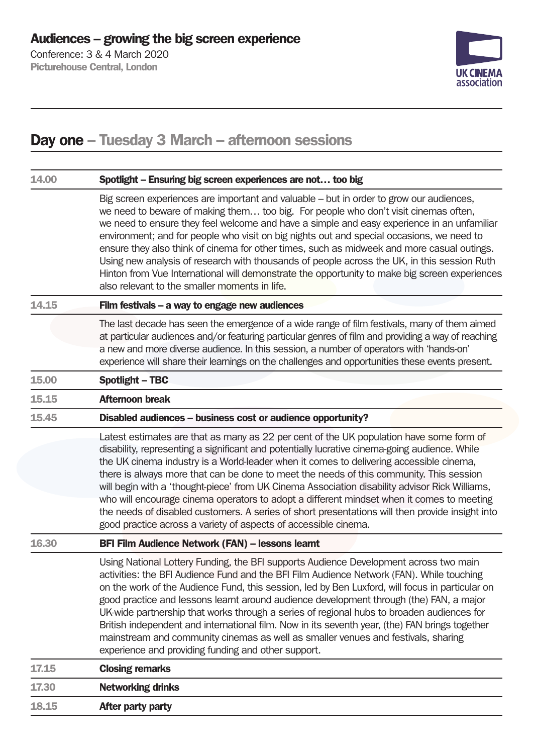## Audiences – growing the big screen experience

Conference: 3 & 4 March 2020
**Picturehouse Central, London**

UK CINEMA association

# Day one – Tuesday 3 March – afternoon sessions

**14.00** — **Spotlight – Ensuring big screen experiences are not… too big**

Big screen experiences are important and valuable – but in order to grow our audiences, we need to beware of making them… too big. For people who don't visit cinemas often, we need to ensure they feel welcome and have a simple and easy experience in an unfamiliar environment; and for people who visit on big nights out and special occasions, we need to ensure they also think of cinema for other times, such as midweek and more casual outings. Using new analysis of research with thousands of people across the UK, in this session Ruth Hinton from Vue International will demonstrate the opportunity to make big screen experiences also relevant to the smaller moments in life.

**14.15** — **Film festivals – a way to engage new audiences**

The last decade has seen the emergence of a wide range of film festivals, many of them aimed at particular audiences and/or featuring particular genres of film and providing a way of reaching a new and more diverse audience. In this session, a number of operators with 'hands-on' experience will share their learnings on the challenges and opportunities these events present.

**15.00** — **Spotlight – TBC**

**15.15** — **Afternoon break**

**15.45** — **Disabled audiences – business cost or audience opportunity?**

Latest estimates are that as many as 22 per cent of the UK population have some form of disability, representing a significant and potentially lucrative cinema-going audience. While the UK cinema industry is a World-leader when it comes to delivering accessible cinema, there is always more that can be done to meet the needs of this community. This session will begin with a 'thought-piece' from UK Cinema Association disability advisor Rick Williams, who will encourage cinema operators to adopt a different mindset when it comes to meeting the needs of disabled customers. A series of short presentations will then provide insight into good practice across a variety of aspects of accessible cinema.

**16.30** — **BFI Film Audience Network (FAN) – lessons learnt**

Using National Lottery Funding, the BFI supports Audience Development across two main activities: the BFI Audience Fund and the BFI Film Audience Network (FAN). While touching on the work of the Audience Fund, this session, led by Ben Luxford, will focus in particular on good practice and lessons learnt around audience development through (the) FAN, a major UK-wide partnership that works through a series of regional hubs to broaden audiences for British independent and international film. Now in its seventh year, (the) FAN brings together mainstream and community cinemas as well as smaller venues and festivals, sharing experience and providing funding and other support.

**17.15** — **Closing remarks**

**17.30** — **Networking drinks**

**18.15** — **After party party**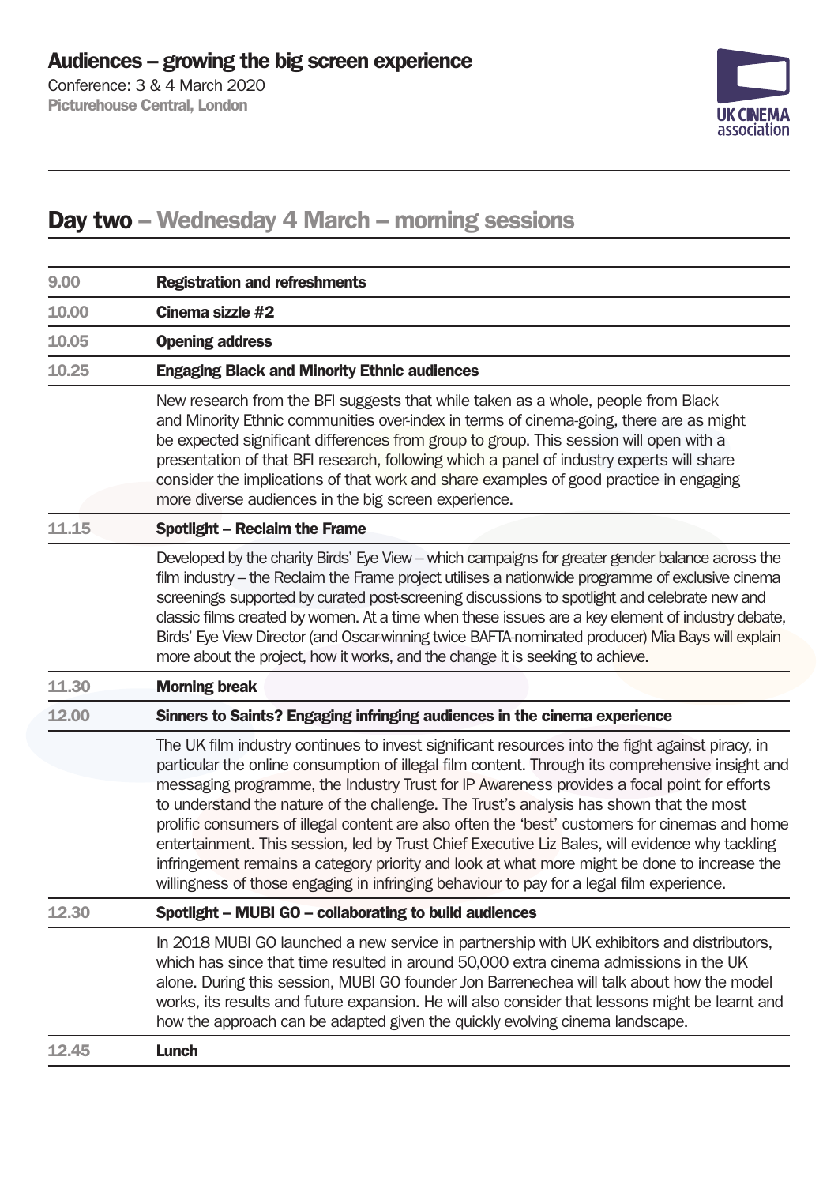## Audiences – growing the big screen experience

Conference: 3 & 4 March 2020
**Picturehouse Central, London**

UK CINEMA association

# Day two – Wednesday 4 March – morning sessions

| | |
|---|---|
| 9.00 | **Registration and refreshments** |
| 10.00 | **Cinema sizzle #2** |
| 10.05 | **Opening address** |
| 10.25 | **Engaging Black and Minority Ethnic audiences** |
| | New research from the BFI suggests that while taken as a whole, people from Black and Minority Ethnic communities over-index in terms of cinema-going, there are as might be expected significant differences from group to group. This session will open with a presentation of that BFI research, following which a panel of industry experts will share consider the implications of that work and share examples of good practice in engaging more diverse audiences in the big screen experience. |
| 11.15 | **Spotlight – Reclaim the Frame** |
| | Developed by the charity Birds' Eye View – which campaigns for greater gender balance across the film industry – the Reclaim the Frame project utilises a nationwide programme of exclusive cinema screenings supported by curated post-screening discussions to spotlight and celebrate new and classic films created by women. At a time when these issues are a key element of industry debate, Birds' Eye View Director (and Oscar-winning twice BAFTA-nominated producer) Mia Bays will explain more about the project, how it works, and the change it is seeking to achieve. |
| 11.30 | **Morning break** |
| 12.00 | **Sinners to Saints? Engaging infringing audiences in the cinema experience** |
| | The UK film industry continues to invest significant resources into the fight against piracy, in particular the online consumption of illegal film content. Through its comprehensive insight and messaging programme, the Industry Trust for IP Awareness provides a focal point for efforts to understand the nature of the challenge. The Trust's analysis has shown that the most prolific consumers of illegal content are also often the 'best' customers for cinemas and home entertainment. This session, led by Trust Chief Executive Liz Bales, will evidence why tackling infringement remains a category priority and look at what more might be done to increase the willingness of those engaging in infringing behaviour to pay for a legal film experience. |
| 12.30 | **Spotlight – MUBI GO – collaborating to build audiences** |
| | In 2018 MUBI GO launched a new service in partnership with UK exhibitors and distributors, which has since that time resulted in around 50,000 extra cinema admissions in the UK alone. During this session, MUBI GO founder Jon Barrenechea will talk about how the model works, its results and future expansion. He will also consider that lessons might be learnt and how the approach can be adapted given the quickly evolving cinema landscape. |
| 12.45 | **Lunch** |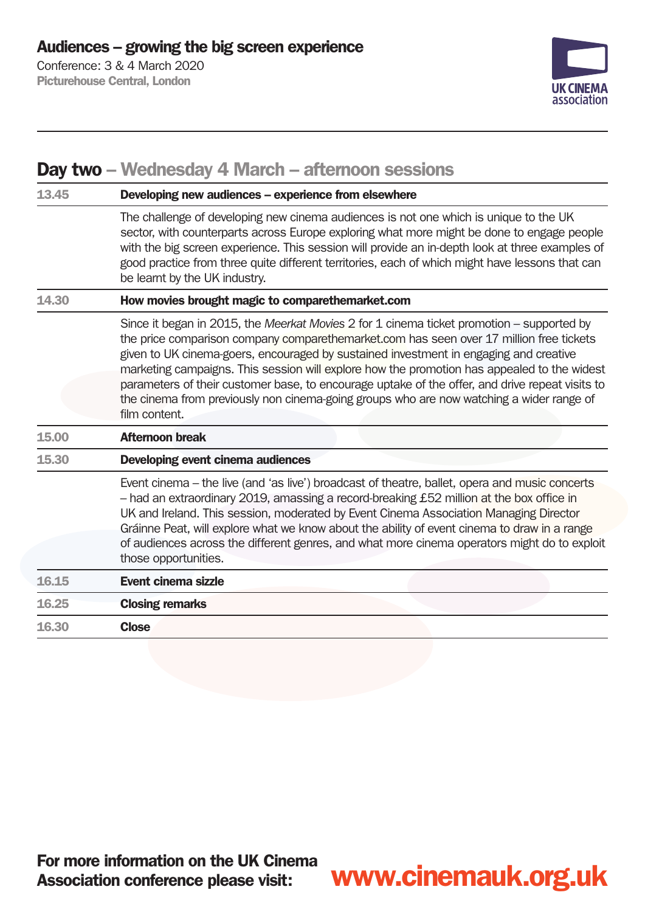# Audiences – growing the big screen experience

Conference: 3 & 4 March 2020

**Picturehouse Central, London**

UK CINEMA association

## Day two – Wednesday 4 March – afternoon sessions

| | |
|---|---|
| 13.45 | **Developing new audiences – experience from elsewhere** |
| | The challenge of developing new cinema audiences is not one which is unique to the UK sector, with counterparts across Europe exploring what more might be done to engage people with the big screen experience. This session will provide an in-depth look at three examples of good practice from three quite different territories, each of which might have lessons that can be learnt by the UK industry. |
| 14.30 | **How movies brought magic to comparethemarket.com** |
| | Since it began in 2015, the *Meerkat Movies* 2 for 1 cinema ticket promotion – supported by the price comparison company comparethemarket.com has seen over 17 million free tickets given to UK cinema-goers, encouraged by sustained investment in engaging and creative marketing campaigns. This session will explore how the promotion has appealed to the widest parameters of their customer base, to encourage uptake of the offer, and drive repeat visits to the cinema from previously non cinema-going groups who are now watching a wider range of film content. |
| 15.00 | **Afternoon break** |
| 15.30 | **Developing event cinema audiences** |
| | Event cinema – the live (and 'as live') broadcast of theatre, ballet, opera and music concerts – had an extraordinary 2019, amassing a record-breaking £52 million at the box office in UK and Ireland. This session, moderated by Event Cinema Association Managing Director Gráinne Peat, will explore what we know about the ability of event cinema to draw in a range of audiences across the different genres, and what more cinema operators might do to exploit those opportunities. |
| 16.15 | **Event cinema sizzle** |
| 16.25 | **Closing remarks** |
| 16.30 | **Close** |

**For more information on the UK Cinema Association conference please visit:** **www.cinemauk.org.uk**